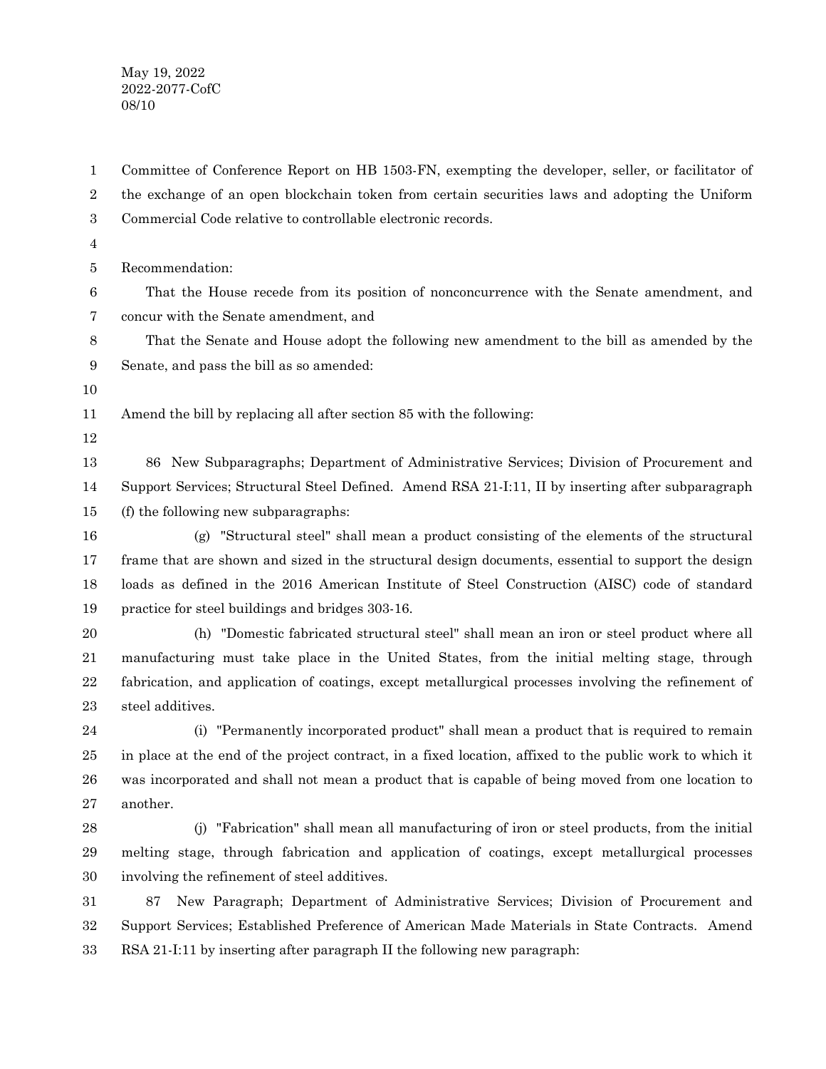May 19, 2022
2022-2077-CofC
08/10

Committee of Conference Report on HB 1503-FN, exempting the developer, seller, or facilitator of the exchange of an open blockchain token from certain securities laws and adopting the Uniform Commercial Code relative to controllable electronic records.

Recommendation:

That the House recede from its position of nonconcurrence with the Senate amendment, and concur with the Senate amendment, and

That the Senate and House adopt the following new amendment to the bill as amended by the Senate, and pass the bill as so amended:

Amend the bill by replacing all after section 85 with the following:

86 New Subparagraphs; Department of Administrative Services; Division of Procurement and Support Services; Structural Steel Defined. Amend RSA 21-I:11, II by inserting after subparagraph (f) the following new subparagraphs:

(g) "Structural steel" shall mean a product consisting of the elements of the structural frame that are shown and sized in the structural design documents, essential to support the design loads as defined in the 2016 American Institute of Steel Construction (AISC) code of standard practice for steel buildings and bridges 303-16.

(h) "Domestic fabricated structural steel" shall mean an iron or steel product where all manufacturing must take place in the United States, from the initial melting stage, through fabrication, and application of coatings, except metallurgical processes involving the refinement of steel additives.

(i) "Permanently incorporated product" shall mean a product that is required to remain in place at the end of the project contract, in a fixed location, affixed to the public work to which it was incorporated and shall not mean a product that is capable of being moved from one location to another.

(j) "Fabrication" shall mean all manufacturing of iron or steel products, from the initial melting stage, through fabrication and application of coatings, except metallurgical processes involving the refinement of steel additives.

87 New Paragraph; Department of Administrative Services; Division of Procurement and Support Services; Established Preference of American Made Materials in State Contracts. Amend RSA 21-I:11 by inserting after paragraph II the following new paragraph: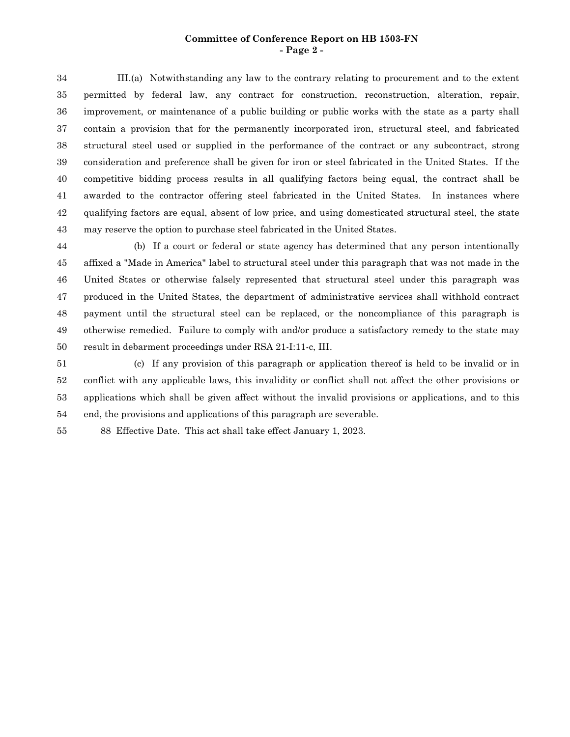III.(a) Notwithstanding any law to the contrary relating to procurement and to the extent permitted by federal law, any contract for construction, reconstruction, alteration, repair, improvement, or maintenance of a public building or public works with the state as a party shall contain a provision that for the permanently incorporated iron, structural steel, and fabricated structural steel used or supplied in the performance of the contract or any subcontract, strong consideration and preference shall be given for iron or steel fabricated in the United States. If the competitive bidding process results in all qualifying factors being equal, the contract shall be awarded to the contractor offering steel fabricated in the United States. In instances where qualifying factors are equal, absent of low price, and using domesticated structural steel, the state may reserve the option to purchase steel fabricated in the United States.

(b) If a court or federal or state agency has determined that any person intentionally affixed a "Made in America" label to structural steel under this paragraph that was not made in the United States or otherwise falsely represented that structural steel under this paragraph was produced in the United States, the department of administrative services shall withhold contract payment until the structural steel can be replaced, or the noncompliance of this paragraph is otherwise remedied. Failure to comply with and/or produce a satisfactory remedy to the state may result in debarment proceedings under RSA 21-I:11-c, III.

(c) If any provision of this paragraph or application thereof is held to be invalid or in conflict with any applicable laws, this invalidity or conflict shall not affect the other provisions or applications which shall be given affect without the invalid provisions or applications, and to this end, the provisions and applications of this paragraph are severable.

88 Effective Date. This act shall take effect January 1, 2023.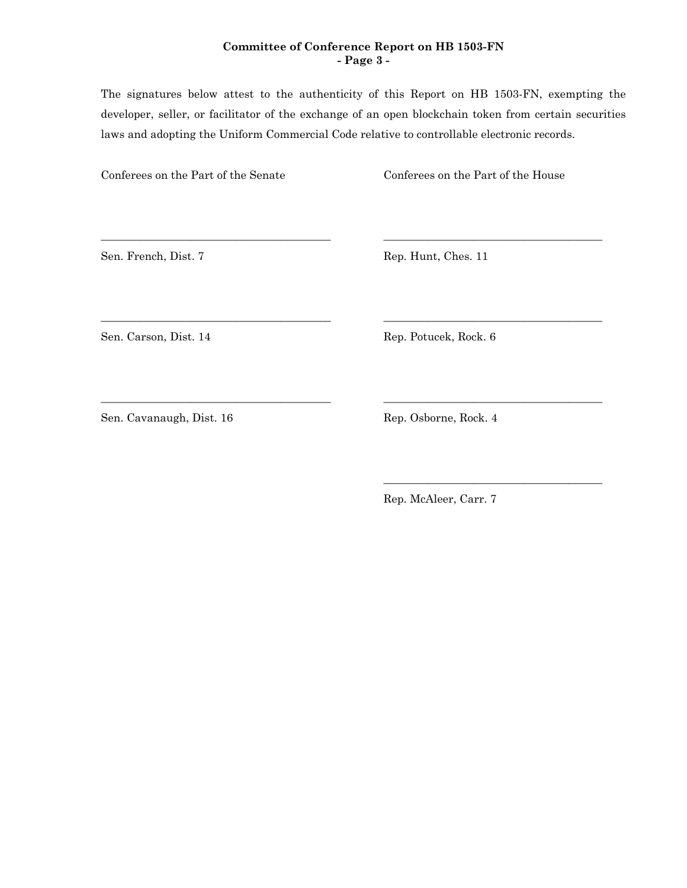**Committee of Conference Report on HB 1503-FN**

The signatures below attest to the authenticity of this Report on HB 1503-FN, exempting the developer, seller, or facilitator of the exchange of an open blockchain token from certain securities laws and adopting the Uniform Commercial Code relative to controllable electronic records.

| Conferees on the Part of the Senate | Conferees on the Part of the House |
| --- | --- |
| ______________________________ | ______________________________ |
| Sen. French, Dist. 7 | Rep. Hunt, Ches. 11 |
| ______________________________ | ______________________________ |
| Sen. Carson, Dist. 14 | Rep. Potucek, Rock. 6 |
| ______________________________ | ______________________________ |
| Sen. Cavanaugh, Dist. 16 | Rep. Osborne, Rock. 4 |
| | ______________________________ |
| | Rep. McAleer, Carr. 7 |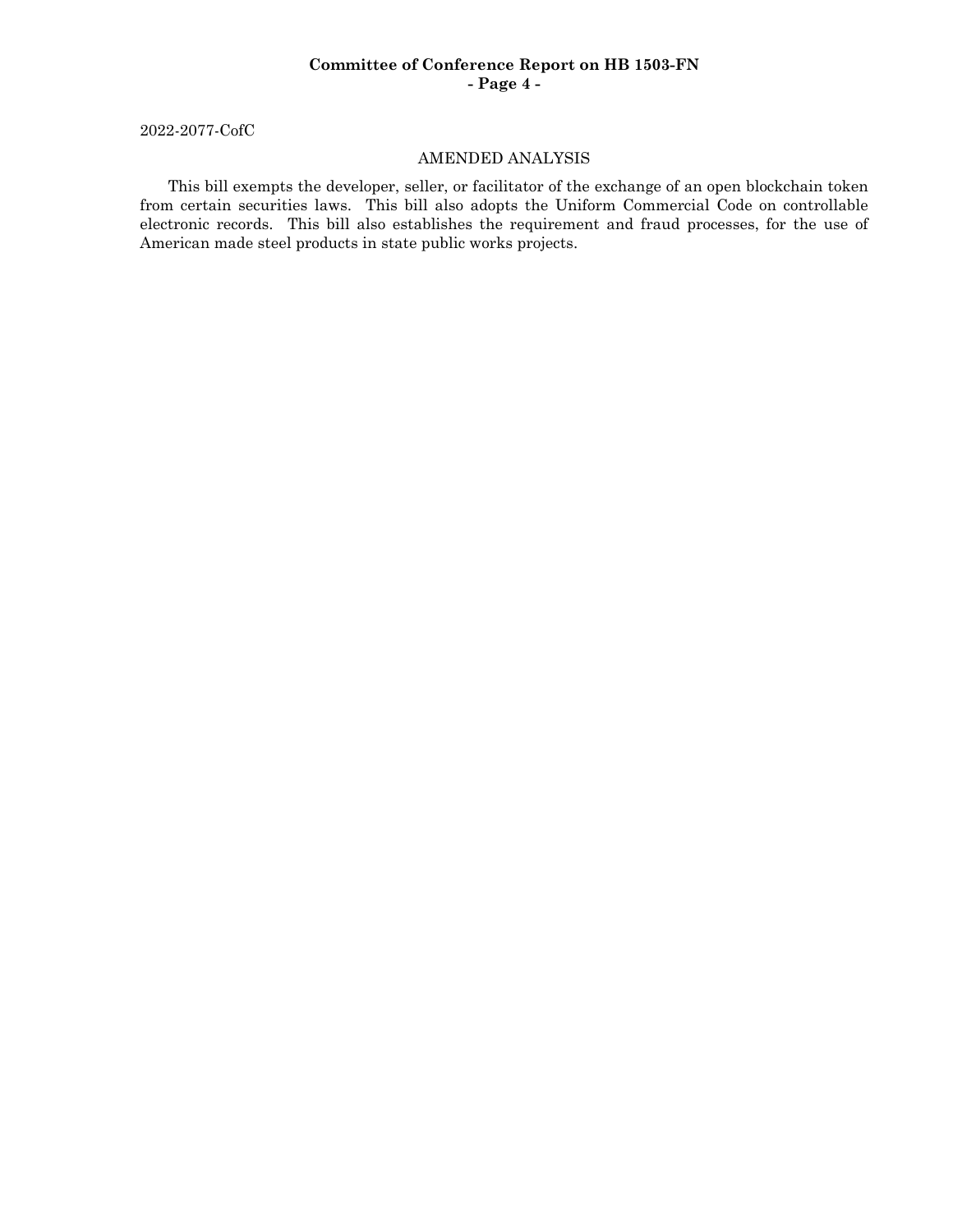2022-2077-CofC

## AMENDED ANALYSIS

This bill exempts the developer, seller, or facilitator of the exchange of an open blockchain token from certain securities laws. This bill also adopts the Uniform Commercial Code on controllable electronic records. This bill also establishes the requirement and fraud processes, for the use of American made steel products in state public works projects.